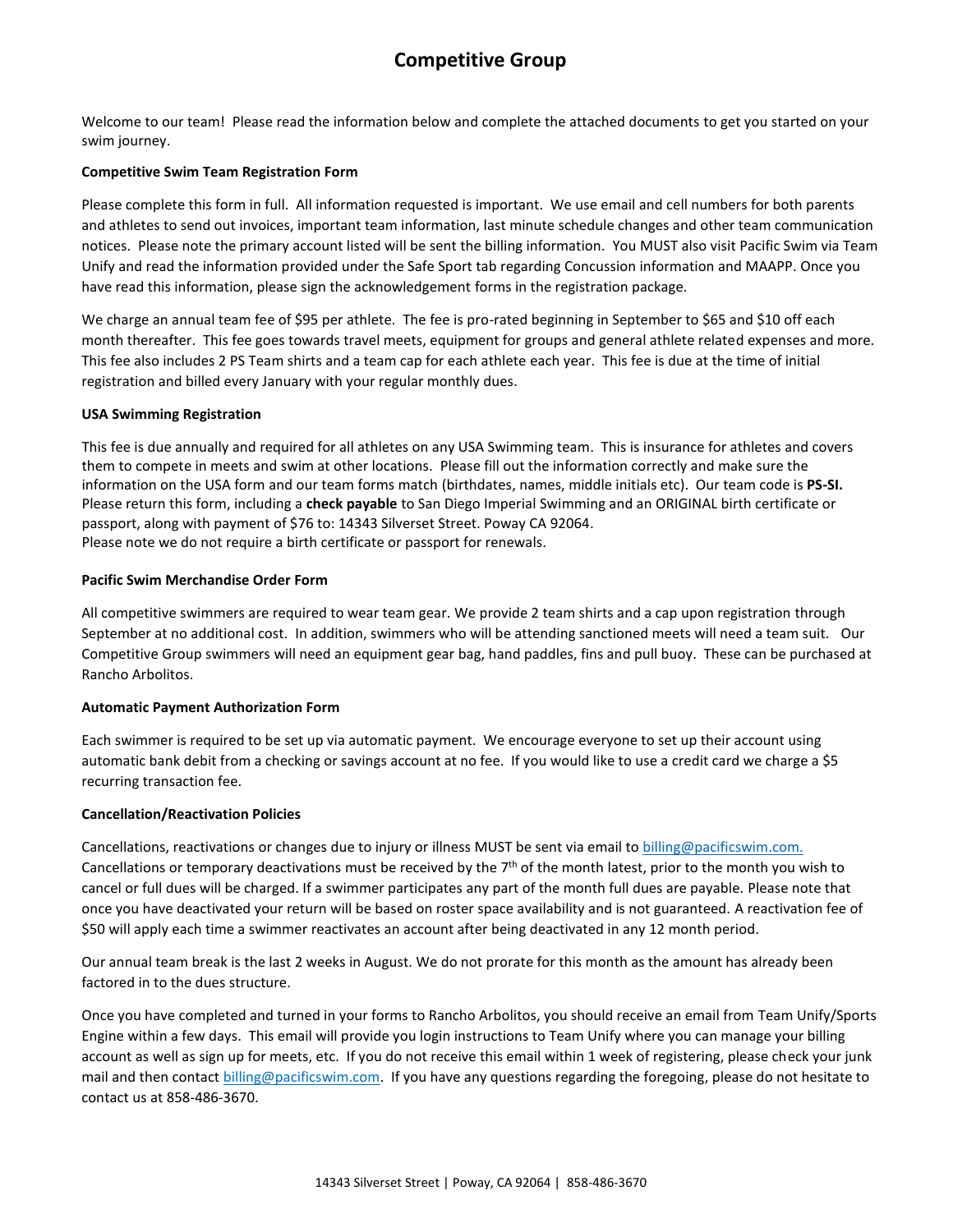# Competitive Group

Welcome to our team! Please read the information below and complete the attached documents to get you started on your swim journey.

**Competitive Swim Team Registration Form**

Please complete this form in full. All information requested is important. We use email and cell numbers for both parents and athletes to send out invoices, important team information, last minute schedule changes and other team communication notices. Please note the primary account listed will be sent the billing information. You MUST also visit Pacific Swim via Team Unify and read the information provided under the Safe Sport tab regarding Concussion information and MAAPP. Once you have read this information, please sign the acknowledgement forms in the registration package.

We charge an annual team fee of $95 per athlete. The fee is pro-rated beginning in September to $65 and $10 off each month thereafter. This fee goes towards travel meets, equipment for groups and general athlete related expenses and more. This fee also includes 2 PS Team shirts and a team cap for each athlete each year. This fee is due at the time of initial registration and billed every January with your regular monthly dues.

**USA Swimming Registration**

This fee is due annually and required for all athletes on any USA Swimming team. This is insurance for athletes and covers them to compete in meets and swim at other locations. Please fill out the information correctly and make sure the information on the USA form and our team forms match (birthdates, names, middle initials etc). Our team code is **PS-SI.** Please return this form, including a **check payable** to San Diego Imperial Swimming and an ORIGINAL birth certificate or passport, along with payment of $76 to: 14343 Silverset Street. Poway CA 92064.
Please note we do not require a birth certificate or passport for renewals.

**Pacific Swim Merchandise Order Form**

All competitive swimmers are required to wear team gear. We provide 2 team shirts and a cap upon registration through September at no additional cost. In addition, swimmers who will be attending sanctioned meets will need a team suit. Our Competitive Group swimmers will need an equipment gear bag, hand paddles, fins and pull buoy. These can be purchased at Rancho Arbolitos.

**Automatic Payment Authorization Form**

Each swimmer is required to be set up via automatic payment. We encourage everyone to set up their account using automatic bank debit from a checking or savings account at no fee. If you would like to use a credit card we charge a $5 recurring transaction fee.

**Cancellation/Reactivation Policies**

Cancellations, reactivations or changes due to injury or illness MUST be sent via email to billing@pacificswim.com. Cancellations or temporary deactivations must be received by the 7th of the month latest, prior to the month you wish to cancel or full dues will be charged. If a swimmer participates any part of the month full dues are payable. Please note that once you have deactivated your return will be based on roster space availability and is not guaranteed. A reactivation fee of $50 will apply each time a swimmer reactivates an account after being deactivated in any 12 month period.

Our annual team break is the last 2 weeks in August. We do not prorate for this month as the amount has already been factored in to the dues structure.

Once you have completed and turned in your forms to Rancho Arbolitos, you should receive an email from Team Unify/Sports Engine within a few days. This email will provide you login instructions to Team Unify where you can manage your billing account as well as sign up for meets, etc. If you do not receive this email within 1 week of registering, please check your junk mail and then contact billing@pacificswim.com. If you have any questions regarding the foregoing, please do not hesitate to contact us at 858-486-3670.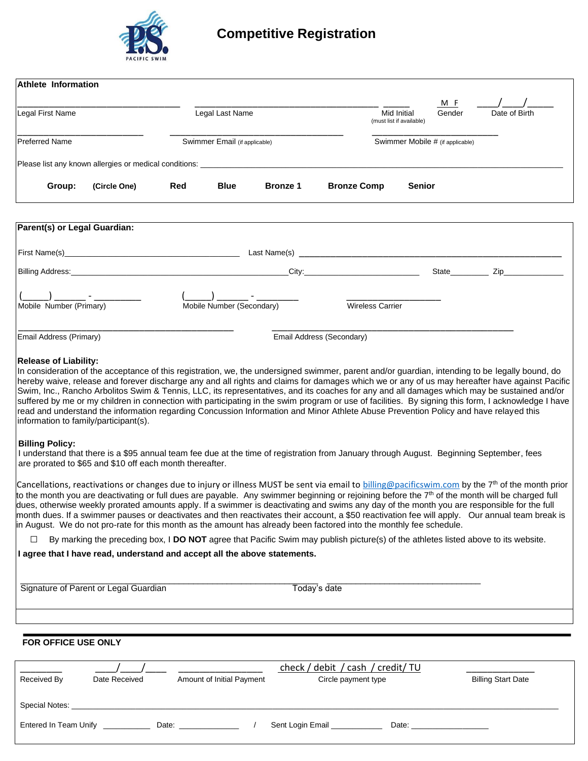# Competitive Registration

PACIFIC SWIM

## Athlete Information

| | | | | |
|---|---|---|---|---|
| ______________________ | ______________________ | ______ | M F | ___/___/_____ |
| Legal First Name | Legal Last Name | Mid Initial (must list if available) | Gender | Date of Birth |

| | | |
|---|---|---|
| ______________________ | ______________________ | ______________________ |
| Preferred Name | Swimmer Email (if applicable) | Swimmer Mobile # (if applicable) |

Please list any known allergies or medical conditions: ____________________________________________

**Group:** **(Circle One)** **Red** **Blue** **Bronze 1** **Bronze Comp** **Senior**

## Parent(s) or Legal Guardian:

First Name(s)______________________________ Last Name(s) ______________________________

Billing Address:______________________________City:____________________ State________ Zip____________

| | | |
|---|---|---|
| (_____) ______ - _________ | (_____) ______ - ________ | __________________ |
| Mobile Number (Primary) | Mobile Number (Secondary) | Wireless Carrier |

| | |
|---|---|
| ______________________________ | ______________________________ |
| Email Address (Primary) | Email Address (Secondary) |

**Release of Liability:**
In consideration of the acceptance of this registration, we, the undersigned swimmer, parent and/or guardian, intending to be legally bound, do hereby waive, release and forever discharge any and all rights and claims for damages which we or any of us may hereafter have against Pacific Swim, Inc., Rancho Arbolitos Swim & Tennis, LLC, its representatives, and its coaches for any and all damages which may be sustained and/or suffered by me or my children in connection with participating in the swim program or use of facilities. By signing this form, I acknowledge I have read and understand the information regarding Concussion Information and Minor Athlete Abuse Prevention Policy and have relayed this information to family/participant(s).

**Billing Policy:**
I understand that there is a $95 annual team fee due at the time of registration from January through August. Beginning September, fees are prorated to $65 and $10 off each month thereafter.

Cancellations, reactivations or changes due to injury or illness MUST be sent via email to billing@pacificswim.com by the 7th of the month prior to the month you are deactivating or full dues are payable. Any swimmer beginning or rejoining before the 7th of the month will be charged full dues, otherwise weekly prorated amounts apply. If a swimmer is deactivating and swims any day of the month you are responsible for the full month dues. If a swimmer pauses or deactivates and then reactivates their account, a $50 reactivation fee will apply. Our annual team break is in August. We do not pro-rate for this month as the amount has already been factored into the monthly fee schedule.

☐ By marking the preceding box, I **DO NOT** agree that Pacific Swim may publish picture(s) of the athletes listed above to its website.

**I agree that I have read, understand and accept all the above statements.**

| | |
|---|---|
| ______________________________________ | ______________________ |
| Signature of Parent or Legal Guardian | Today's date |

---

**FOR OFFICE USE ONLY**

| | | | | |
|---|---|---|---|---|
| ________ | ___/___/___ | ______________ | check / debit / cash / credit/ TU | ___________ |
| Received By | Date Received | Amount of Initial Payment | Circle payment type | Billing Start Date |

Special Notes: ____________________________________________

Entered In Team Unify __________ Date: ____________ / Sent Login Email ___________ Date: ________________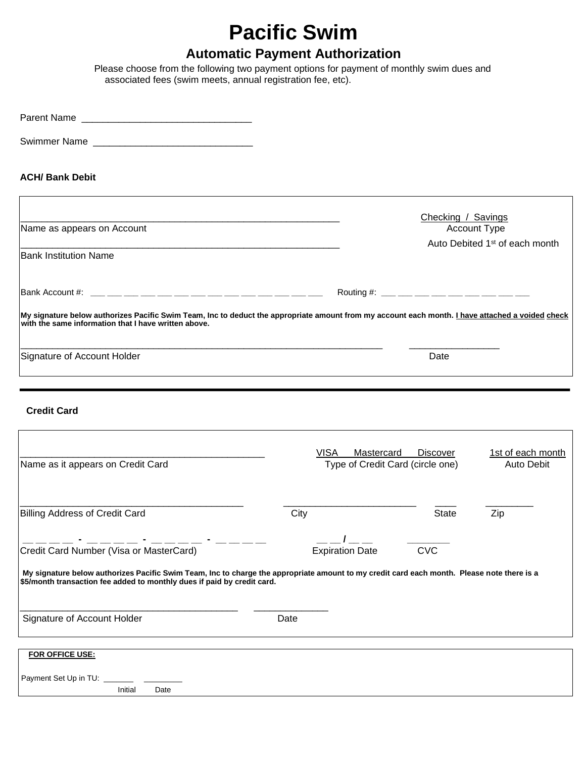# Pacific Swim

## Automatic Payment Authorization

Please choose from the following two payment options for payment of monthly swim dues and associated fees (swim meets, annual registration fee, etc).

Parent Name ________________________________

Swimmer Name ______________________________

**ACH/ Bank Debit**

_______________________________________________________________ Checking / Savings
Name as appears on Account Account Type

_______________________________________________________________ Auto Debited 1st of each month
Bank Institution Name

Bank Account #: ___ ___ ___ ___ ___ ___ ___ ___ ___ ___ ___ ___ ___ ___ Routing #: ___ ___ ___ ___ ___ ___ ___ ___ ___

**My signature below authorizes Pacific Swim Team, Inc to deduct the appropriate amount from my account each month. I have attached a voided check with the same information that I have written above.**

_______________________________________________________________________ _________________
Signature of Account Holder Date

---

**Credit Card**

______________________________________________ VISA Mastercard Discover 1st of each month
Name as it appears on Credit Card Type of Credit Card (circle one) Auto Debit

__________________________________________ _________________________ ____ _________
Billing Address of Credit Card City State Zip

__ __ __ __ - __ __ __ __ - __ __ __ __ - __ __ __ __ __ __ / __ __ _______
Credit Card Number (Visa or MasterCard) Expiration Date CVC

**My signature below authorizes Pacific Swim Team, Inc to charge the appropriate amount to my credit card each month. Please note there is a $5/month transaction fee added to monthly dues if paid by credit card.**

_________________________________________ ______________
Signature of Account Holder Date

**FOR OFFICE USE:**

Payment Set Up in TU: _______ ________
Initial Date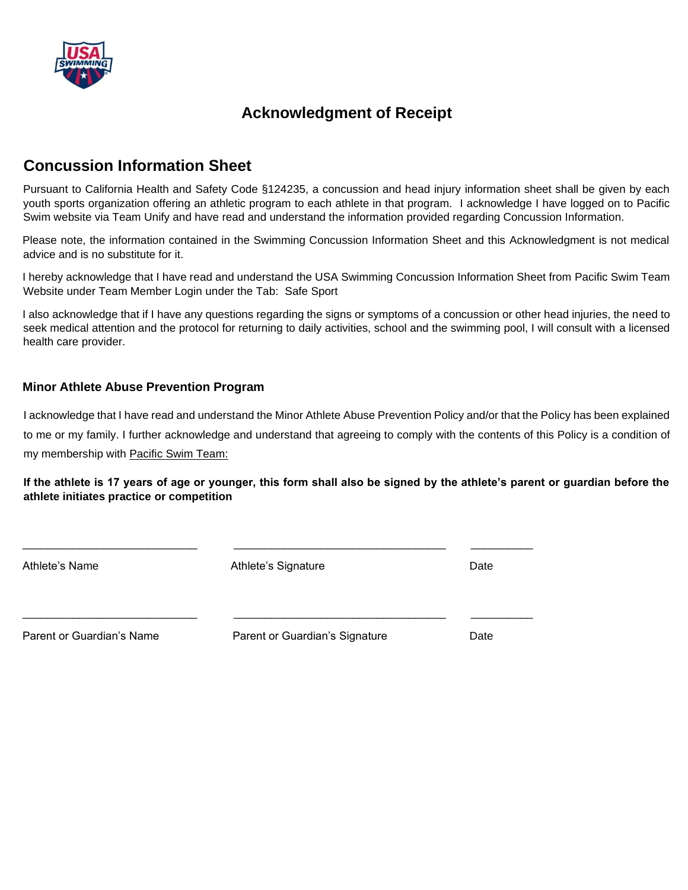# Acknowledgment of Receipt

## Concussion Information Sheet

Pursuant to California Health and Safety Code §124235, a concussion and head injury information sheet shall be given by each youth sports organization offering an athletic program to each athlete in that program. I acknowledge I have logged on to Pacific Swim website via Team Unify and have read and understand the information provided regarding Concussion Information.

Please note, the information contained in the Swimming Concussion Information Sheet and this Acknowledgment is not medical advice and is no substitute for it.

I hereby acknowledge that I have read and understand the USA Swimming Concussion Information Sheet from Pacific Swim Team Website under Team Member Login under the Tab: Safe Sport

I also acknowledge that if I have any questions regarding the signs or symptoms of a concussion or other head injuries, the need to seek medical attention and the protocol for returning to daily activities, school and the swimming pool, I will consult with a licensed health care provider.

### Minor Athlete Abuse Prevention Program

I acknowledge that I have read and understand the Minor Athlete Abuse Prevention Policy and/or that the Policy has been explained to me or my family. I further acknowledge and understand that agreeing to comply with the contents of this Policy is a condition of my membership with Pacific Swim Team:

**If the athlete is 17 years of age or younger, this form shall also be signed by the athlete's parent or guardian before the athlete initiates practice or competition**

\_\_\_\_\_\_\_\_\_\_\_\_\_\_\_\_\_\_\_\_\_\_\_\_\_\_\_\_ \_\_\_\_\_\_\_\_\_\_\_\_\_\_\_\_\_\_\_\_\_\_\_\_\_\_\_\_\_\_\_\_\_ \_\_\_\_\_\_\_\_\_\_

Athlete's Name Athlete's Signature Date

\_\_\_\_\_\_\_\_\_\_\_\_\_\_\_\_\_\_\_\_\_\_\_\_\_\_\_\_ \_\_\_\_\_\_\_\_\_\_\_\_\_\_\_\_\_\_\_\_\_\_\_\_\_\_\_\_\_\_\_\_\_ \_\_\_\_\_\_\_\_\_\_

Parent or Guardian's Name Parent or Guardian's Signature Date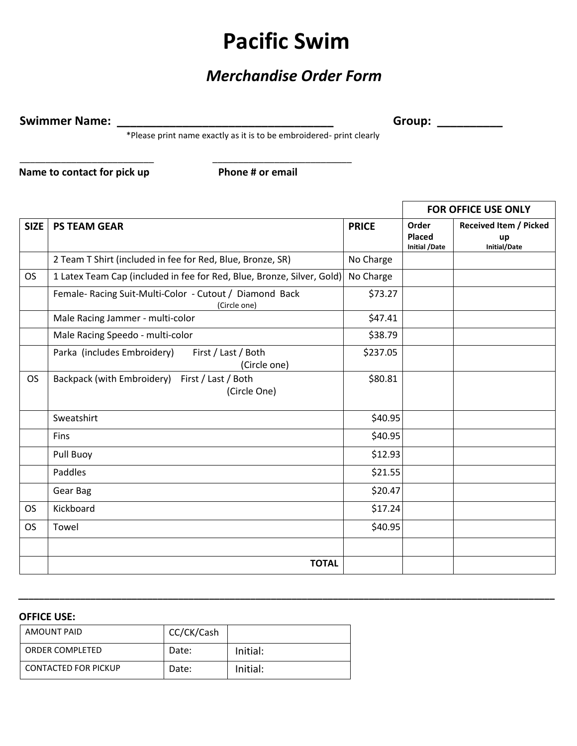# Pacific Swim

## *Merchandise Order Form*

**Swimmer Name:** ___________________________________ **Group:** __________

*Please print name exactly as it is to be embroidered- print clearly

_________________________ **Name to contact for pick up**

__________________________ **Phone # or email**

| SIZE | PS TEAM GEAR | PRICE | FOR OFFICE USE ONLY<br>Order Placed<br>Initial /Date | FOR OFFICE USE ONLY<br>Received Item / Picked up<br>Initial/Date |
|---|---|---|---|---|
| | 2 Team T Shirt (included in fee for Red, Blue, Bronze, SR) | No Charge | | |
| OS | 1 Latex Team Cap (included in fee for Red, Blue, Bronze, Silver, Gold) | No Charge | | |
| | Female- Racing Suit-Multi-Color - Cutout / Diamond Back (Circle one) | $73.27 | | |
| | Male Racing Jammer - multi-color | $47.41 | | |
| | Male Racing Speedo - multi-color | $38.79 | | |
| | Parka (includes Embroidery) First / Last / Both (Circle one) | $237.05 | | |
| OS | Backpack (with Embroidery) First / Last / Both (Circle One) | $80.81 | | |
| | Sweatshirt | $40.95 | | |
| | Fins | $40.95 | | |
| | Pull Buoy | $12.93 | | |
| | Paddles | $21.55 | | |
| | Gear Bag | $20.47 | | |
| OS | Kickboard | $17.24 | | |
| OS | Towel | $40.95 | | |
| | | | | |
| | **TOTAL** | | | |

---

**OFFICE USE:**

| | | |
|---|---|---|
| AMOUNT PAID | CC/CK/Cash | |
| ORDER COMPLETED | Date: | Initial: |
| CONTACTED FOR PICKUP | Date: | Initial: |